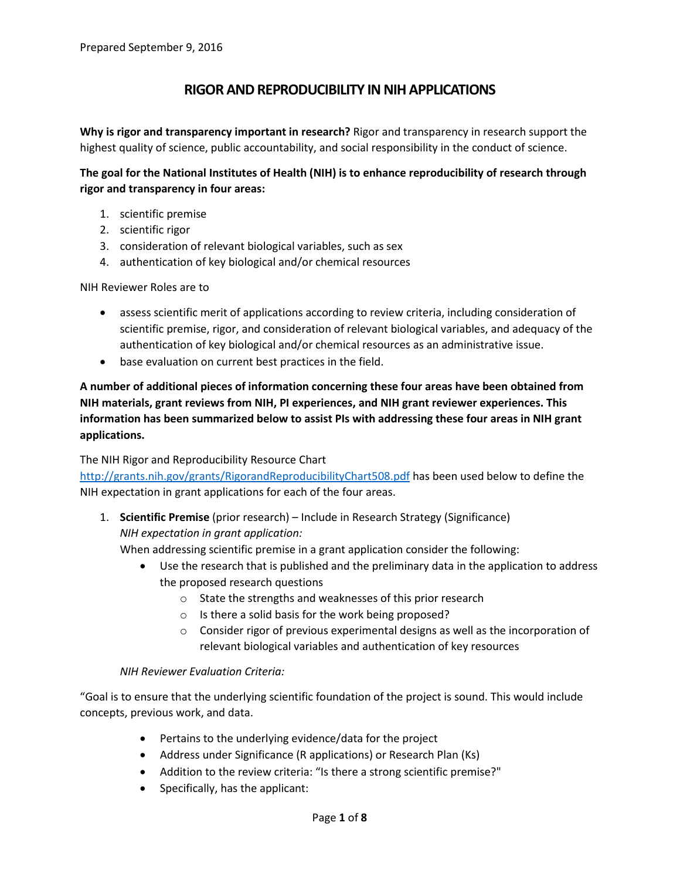Prepared September 9, 2016

# RIGOR AND REPRODUCIBILITY IN NIH APPLICATIONS

**Why is rigor and transparency important in research?** Rigor and transparency in research support the highest quality of science, public accountability, and social responsibility in the conduct of science.

**The goal for the National Institutes of Health (NIH) is to enhance reproducibility of research through rigor and transparency in four areas:**

1. scientific premise
2. scientific rigor
3. consideration of relevant biological variables, such as sex
4. authentication of key biological and/or chemical resources

NIH Reviewer Roles are to

- assess scientific merit of applications according to review criteria, including consideration of scientific premise, rigor, and consideration of relevant biological variables, and adequacy of the authentication of key biological and/or chemical resources as an administrative issue.
- base evaluation on current best practices in the field.

**A number of additional pieces of information concerning these four areas have been obtained from NIH materials, grant reviews from NIH, PI experiences, and NIH grant reviewer experiences. This information has been summarized below to assist PIs with addressing these four areas in NIH grant applications.**

The NIH Rigor and Reproducibility Resource Chart [http://grants.nih.gov/grants/RigorandReproducibilityChart508.pdf](http://grants.nih.gov/grants/RigorandReproducibilityChart508.pdf) has been used below to define the NIH expectation in grant applications for each of the four areas.

1. **Scientific Premise** (prior research) – Include in Research Strategy (Significance)
   *NIH expectation in grant application:*
   When addressing scientific premise in a grant application consider the following:
   - Use the research that is published and the preliminary data in the application to address the proposed research questions
     - State the strengths and weaknesses of this prior research
     - Is there a solid basis for the work being proposed?
     - Consider rigor of previous experimental designs as well as the incorporation of relevant biological variables and authentication of key resources

   *NIH Reviewer Evaluation Criteria:*

"Goal is to ensure that the underlying scientific foundation of the project is sound. This would include concepts, previous work, and data.

- Pertains to the underlying evidence/data for the project
- Address under Significance (R applications) or Research Plan (Ks)
- Addition to the review criteria: "Is there a strong scientific premise?"
- Specifically, has the applicant: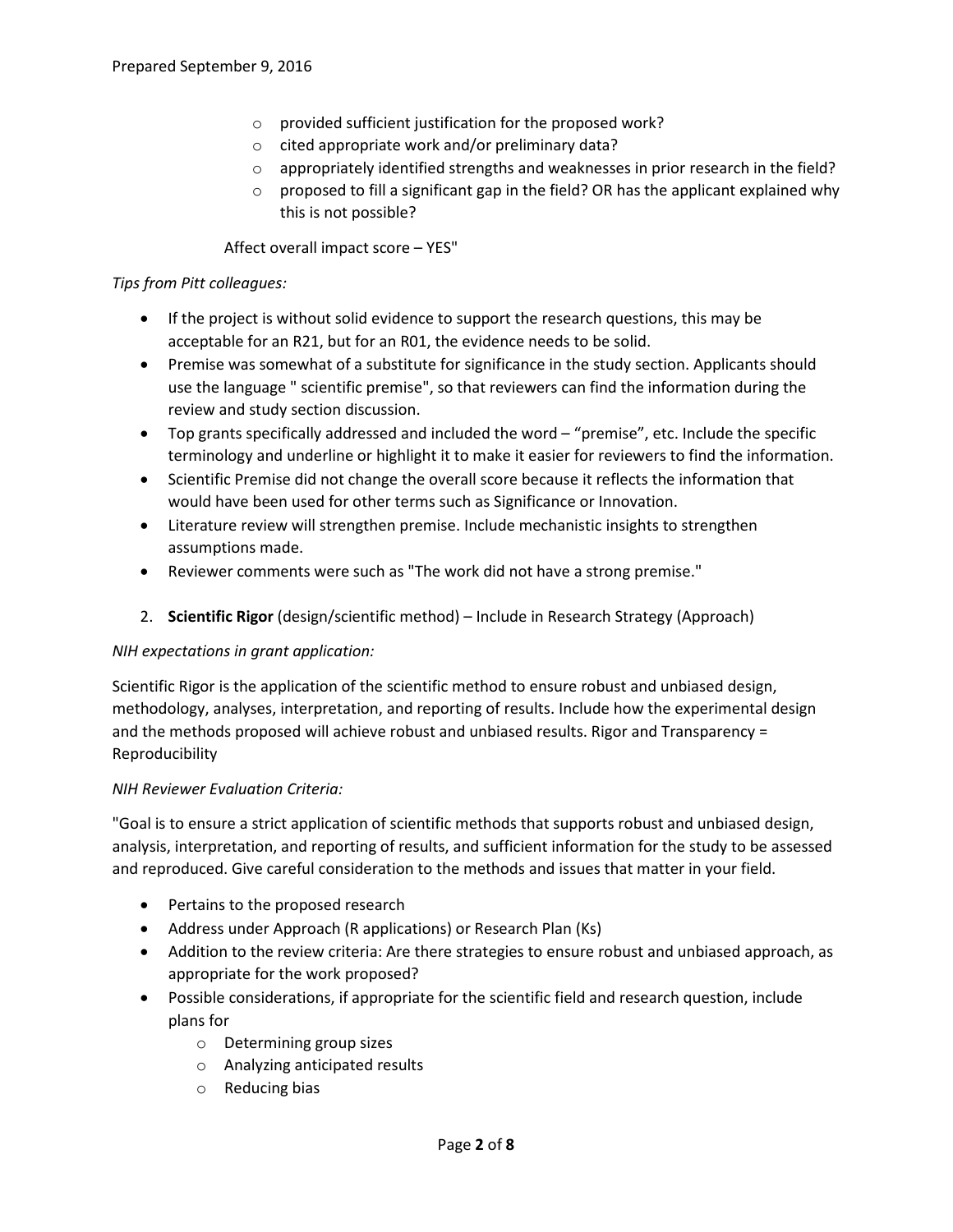- provided sufficient justification for the proposed work?
- cited appropriate work and/or preliminary data?
- appropriately identified strengths and weaknesses in prior research in the field?
- proposed to fill a significant gap in the field? OR has the applicant explained why this is not possible?

Affect overall impact score – YES"

*Tips from Pitt colleagues:*

- If the project is without solid evidence to support the research questions, this may be acceptable for an R21, but for an R01, the evidence needs to be solid.
- Premise was somewhat of a substitute for significance in the study section. Applicants should use the language " scientific premise", so that reviewers can find the information during the review and study section discussion.
- Top grants specifically addressed and included the word – "premise", etc. Include the specific terminology and underline or highlight it to make it easier for reviewers to find the information.
- Scientific Premise did not change the overall score because it reflects the information that would have been used for other terms such as Significance or Innovation.
- Literature review will strengthen premise. Include mechanistic insights to strengthen assumptions made.
- Reviewer comments were such as "The work did not have a strong premise."

2. **Scientific Rigor** (design/scientific method) – Include in Research Strategy (Approach)

*NIH expectations in grant application:*

Scientific Rigor is the application of the scientific method to ensure robust and unbiased design, methodology, analyses, interpretation, and reporting of results. Include how the experimental design and the methods proposed will achieve robust and unbiased results. Rigor and Transparency = Reproducibility

*NIH Reviewer Evaluation Criteria:*

"Goal is to ensure a strict application of scientific methods that supports robust and unbiased design, analysis, interpretation, and reporting of results, and sufficient information for the study to be assessed and reproduced. Give careful consideration to the methods and issues that matter in your field.

- Pertains to the proposed research
- Address under Approach (R applications) or Research Plan (Ks)
- Addition to the review criteria: Are there strategies to ensure robust and unbiased approach, as appropriate for the work proposed?
- Possible considerations, if appropriate for the scientific field and research question, include plans for
    - Determining group sizes
    - Analyzing anticipated results
    - Reducing bias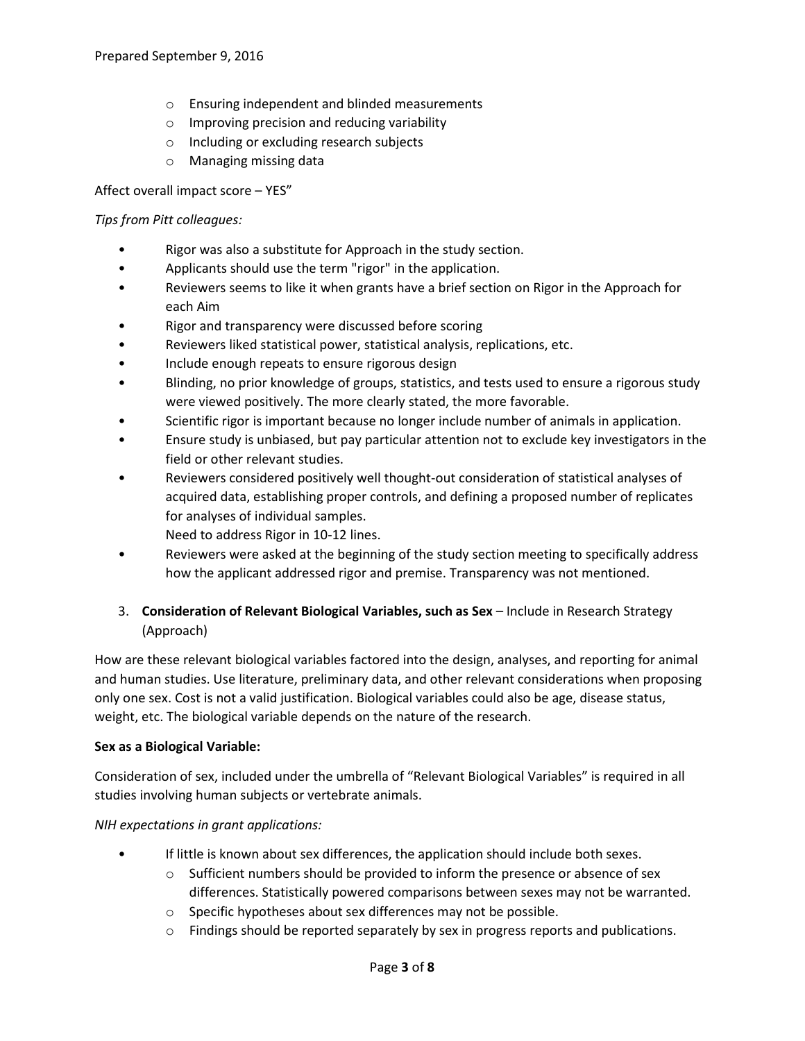- Ensuring independent and blinded measurements
- Improving precision and reducing variability
- Including or excluding research subjects
- Managing missing data

Affect overall impact score – YES"

*Tips from Pitt colleagues:*

- Rigor was also a substitute for Approach in the study section.
- Applicants should use the term "rigor" in the application.
- Reviewers seems to like it when grants have a brief section on Rigor in the Approach for each Aim
- Rigor and transparency were discussed before scoring
- Reviewers liked statistical power, statistical analysis, replications, etc.
- Include enough repeats to ensure rigorous design
- Blinding, no prior knowledge of groups, statistics, and tests used to ensure a rigorous study were viewed positively. The more clearly stated, the more favorable.
- Scientific rigor is important because no longer include number of animals in application.
- Ensure study is unbiased, but pay particular attention not to exclude key investigators in the field or other relevant studies.
- Reviewers considered positively well thought-out consideration of statistical analyses of acquired data, establishing proper controls, and defining a proposed number of replicates for analyses of individual samples.
  Need to address Rigor in 10-12 lines.
- Reviewers were asked at the beginning of the study section meeting to specifically address how the applicant addressed rigor and premise. Transparency was not mentioned.

3. **Consideration of Relevant Biological Variables, such as Sex** – Include in Research Strategy (Approach)

How are these relevant biological variables factored into the design, analyses, and reporting for animal and human studies. Use literature, preliminary data, and other relevant considerations when proposing only one sex. Cost is not a valid justification. Biological variables could also be age, disease status, weight, etc. The biological variable depends on the nature of the research.

**Sex as a Biological Variable:**

Consideration of sex, included under the umbrella of "Relevant Biological Variables" is required in all studies involving human subjects or vertebrate animals.

*NIH expectations in grant applications:*

- If little is known about sex differences, the application should include both sexes.
  - Sufficient numbers should be provided to inform the presence or absence of sex differences. Statistically powered comparisons between sexes may not be warranted.
  - Specific hypotheses about sex differences may not be possible.
  - Findings should be reported separately by sex in progress reports and publications.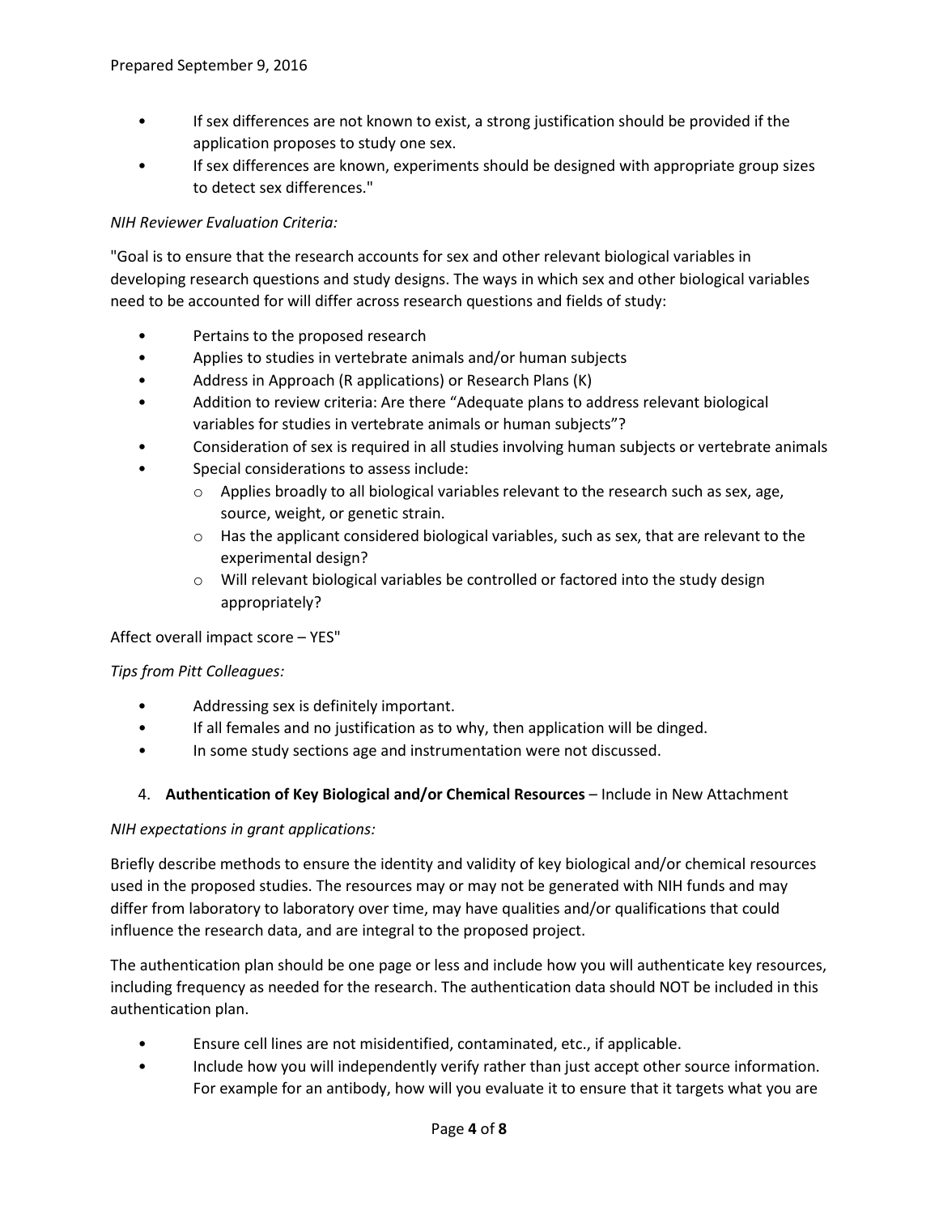- If sex differences are not known to exist, a strong justification should be provided if the application proposes to study one sex.
- If sex differences are known, experiments should be designed with appropriate group sizes to detect sex differences."

*NIH Reviewer Evaluation Criteria:*

"Goal is to ensure that the research accounts for sex and other relevant biological variables in developing research questions and study designs. The ways in which sex and other biological variables need to be accounted for will differ across research questions and fields of study:

- Pertains to the proposed research
- Applies to studies in vertebrate animals and/or human subjects
- Address in Approach (R applications) or Research Plans (K)
- Addition to review criteria: Are there "Adequate plans to address relevant biological variables for studies in vertebrate animals or human subjects"?
- Consideration of sex is required in all studies involving human subjects or vertebrate animals
- Special considerations to assess include:
  - Applies broadly to all biological variables relevant to the research such as sex, age, source, weight, or genetic strain.
  - Has the applicant considered biological variables, such as sex, that are relevant to the experimental design?
  - Will relevant biological variables be controlled or factored into the study design appropriately?

Affect overall impact score – YES"

*Tips from Pitt Colleagues:*

- Addressing sex is definitely important.
- If all females and no justification as to why, then application will be dinged.
- In some study sections age and instrumentation were not discussed.

4. **Authentication of Key Biological and/or Chemical Resources** – Include in New Attachment

*NIH expectations in grant applications:*

Briefly describe methods to ensure the identity and validity of key biological and/or chemical resources used in the proposed studies. The resources may or may not be generated with NIH funds and may differ from laboratory to laboratory over time, may have qualities and/or qualifications that could influence the research data, and are integral to the proposed project.

The authentication plan should be one page or less and include how you will authenticate key resources, including frequency as needed for the research. The authentication data should NOT be included in this authentication plan.

- Ensure cell lines are not misidentified, contaminated, etc., if applicable.
- Include how you will independently verify rather than just accept other source information. For example for an antibody, how will you evaluate it to ensure that it targets what you are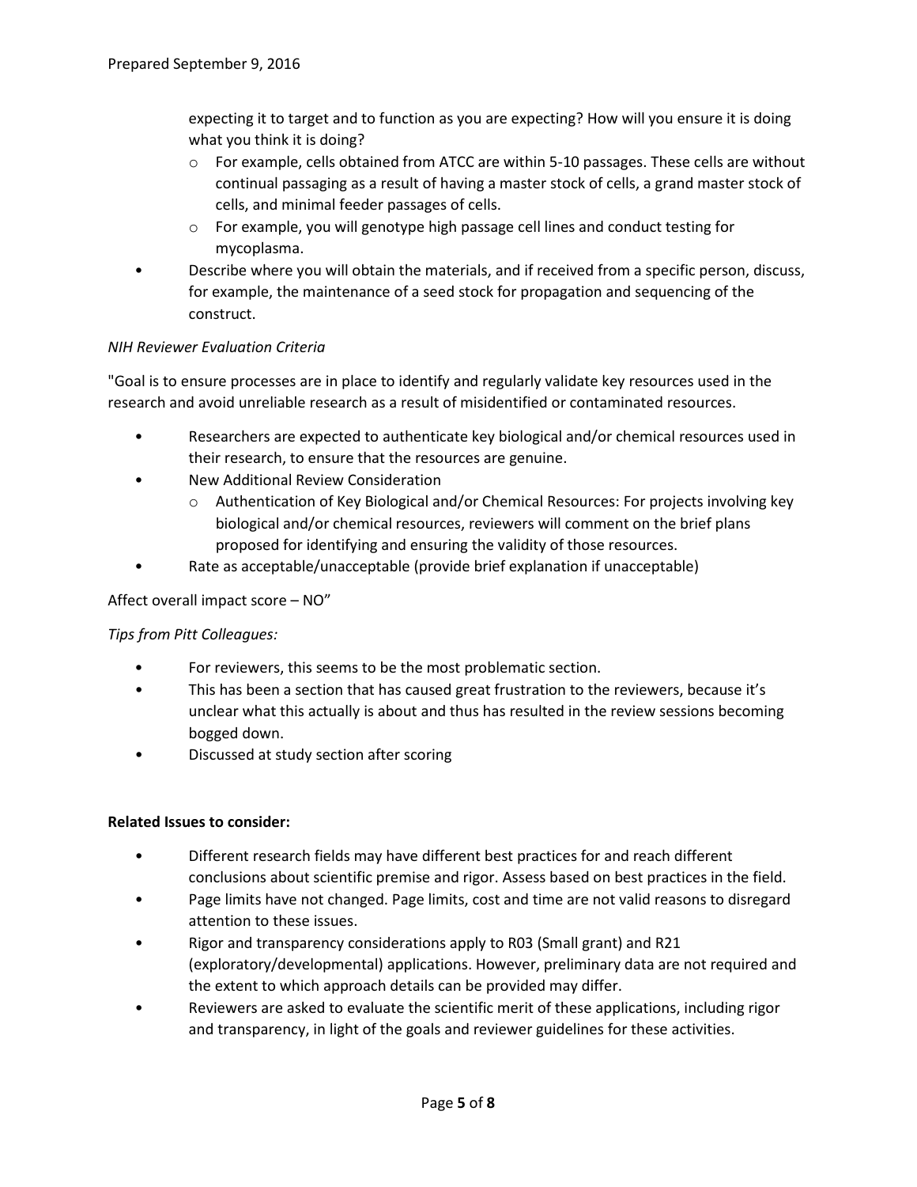expecting it to target and to function as you are expecting? How will you ensure it is doing what you think it is doing?

- For example, cells obtained from ATCC are within 5-10 passages. These cells are without continual passaging as a result of having a master stock of cells, a grand master stock of cells, and minimal feeder passages of cells.
- For example, you will genotype high passage cell lines and conduct testing for mycoplasma.

- Describe where you will obtain the materials, and if received from a specific person, discuss, for example, the maintenance of a seed stock for propagation and sequencing of the construct.

*NIH Reviewer Evaluation Criteria*

"Goal is to ensure processes are in place to identify and regularly validate key resources used in the research and avoid unreliable research as a result of misidentified or contaminated resources.

- Researchers are expected to authenticate key biological and/or chemical resources used in their research, to ensure that the resources are genuine.
- New Additional Review Consideration
  - Authentication of Key Biological and/or Chemical Resources: For projects involving key biological and/or chemical resources, reviewers will comment on the brief plans proposed for identifying and ensuring the validity of those resources.
- Rate as acceptable/unacceptable (provide brief explanation if unacceptable)

Affect overall impact score – NO"

*Tips from Pitt Colleagues:*

- For reviewers, this seems to be the most problematic section.
- This has been a section that has caused great frustration to the reviewers, because it's unclear what this actually is about and thus has resulted in the review sessions becoming bogged down.
- Discussed at study section after scoring

**Related Issues to consider:**

- Different research fields may have different best practices for and reach different conclusions about scientific premise and rigor. Assess based on best practices in the field.
- Page limits have not changed. Page limits, cost and time are not valid reasons to disregard attention to these issues.
- Rigor and transparency considerations apply to R03 (Small grant) and R21 (exploratory/developmental) applications. However, preliminary data are not required and the extent to which approach details can be provided may differ.
- Reviewers are asked to evaluate the scientific merit of these applications, including rigor and transparency, in light of the goals and reviewer guidelines for these activities.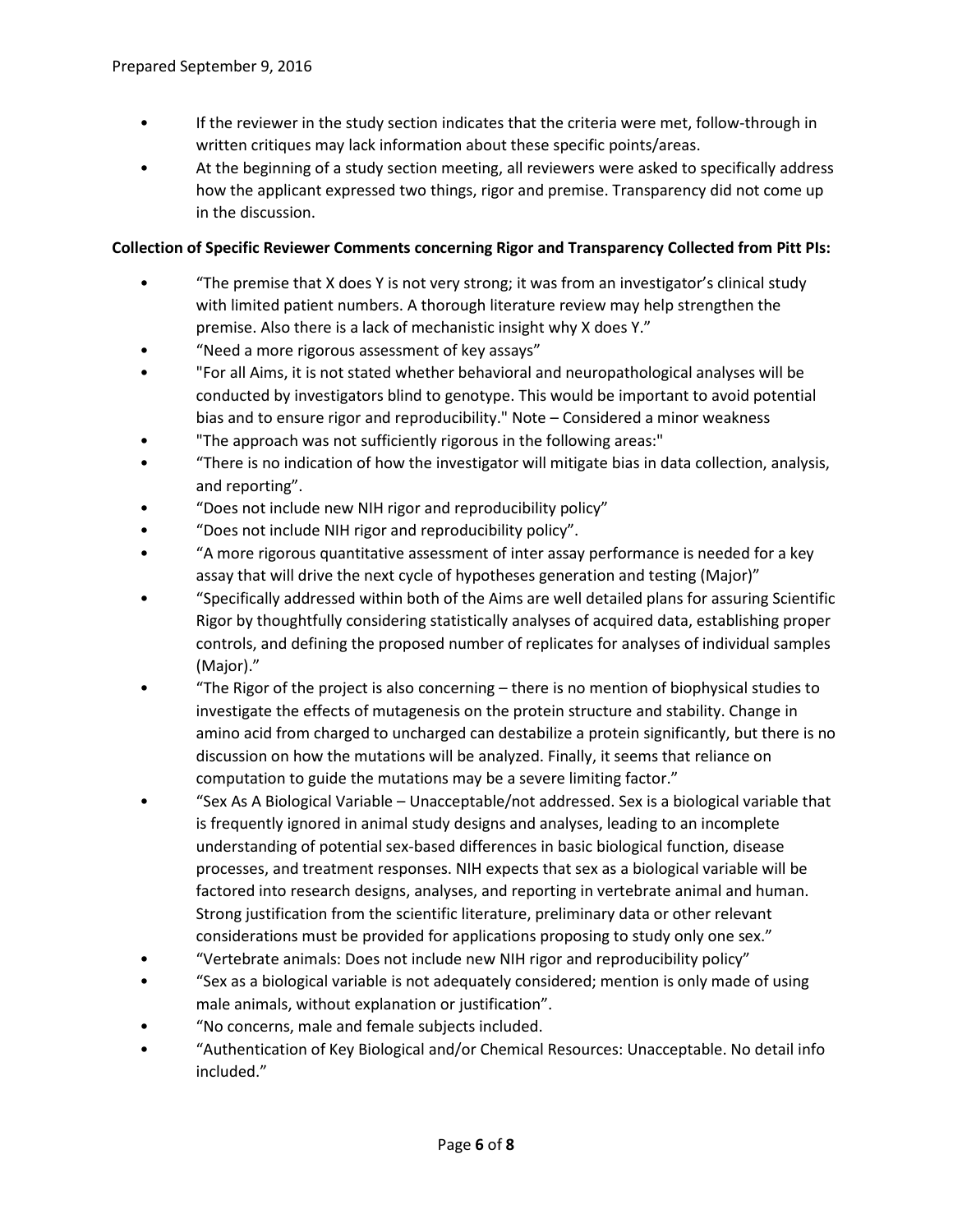- If the reviewer in the study section indicates that the criteria were met, follow-through in written critiques may lack information about these specific points/areas.
- At the beginning of a study section meeting, all reviewers were asked to specifically address how the applicant expressed two things, rigor and premise. Transparency did not come up in the discussion.

**Collection of Specific Reviewer Comments concerning Rigor and Transparency Collected from Pitt PIs:**

- "The premise that X does Y is not very strong; it was from an investigator's clinical study with limited patient numbers. A thorough literature review may help strengthen the premise. Also there is a lack of mechanistic insight why X does Y."
- "Need a more rigorous assessment of key assays"
- "For all Aims, it is not stated whether behavioral and neuropathological analyses will be conducted by investigators blind to genotype. This would be important to avoid potential bias and to ensure rigor and reproducibility." Note – Considered a minor weakness
- "The approach was not sufficiently rigorous in the following areas:"
- "There is no indication of how the investigator will mitigate bias in data collection, analysis, and reporting".
- "Does not include new NIH rigor and reproducibility policy"
- "Does not include NIH rigor and reproducibility policy".
- "A more rigorous quantitative assessment of inter assay performance is needed for a key assay that will drive the next cycle of hypotheses generation and testing (Major)"
- "Specifically addressed within both of the Aims are well detailed plans for assuring Scientific Rigor by thoughtfully considering statistically analyses of acquired data, establishing proper controls, and defining the proposed number of replicates for analyses of individual samples (Major)."
- "The Rigor of the project is also concerning – there is no mention of biophysical studies to investigate the effects of mutagenesis on the protein structure and stability. Change in amino acid from charged to uncharged can destabilize a protein significantly, but there is no discussion on how the mutations will be analyzed. Finally, it seems that reliance on computation to guide the mutations may be a severe limiting factor."
- "Sex As A Biological Variable – Unacceptable/not addressed. Sex is a biological variable that is frequently ignored in animal study designs and analyses, leading to an incomplete understanding of potential sex-based differences in basic biological function, disease processes, and treatment responses. NIH expects that sex as a biological variable will be factored into research designs, analyses, and reporting in vertebrate animal and human. Strong justification from the scientific literature, preliminary data or other relevant considerations must be provided for applications proposing to study only one sex."
- "Vertebrate animals: Does not include new NIH rigor and reproducibility policy"
- "Sex as a biological variable is not adequately considered; mention is only made of using male animals, without explanation or justification".
- "No concerns, male and female subjects included.
- "Authentication of Key Biological and/or Chemical Resources: Unacceptable. No detail info included."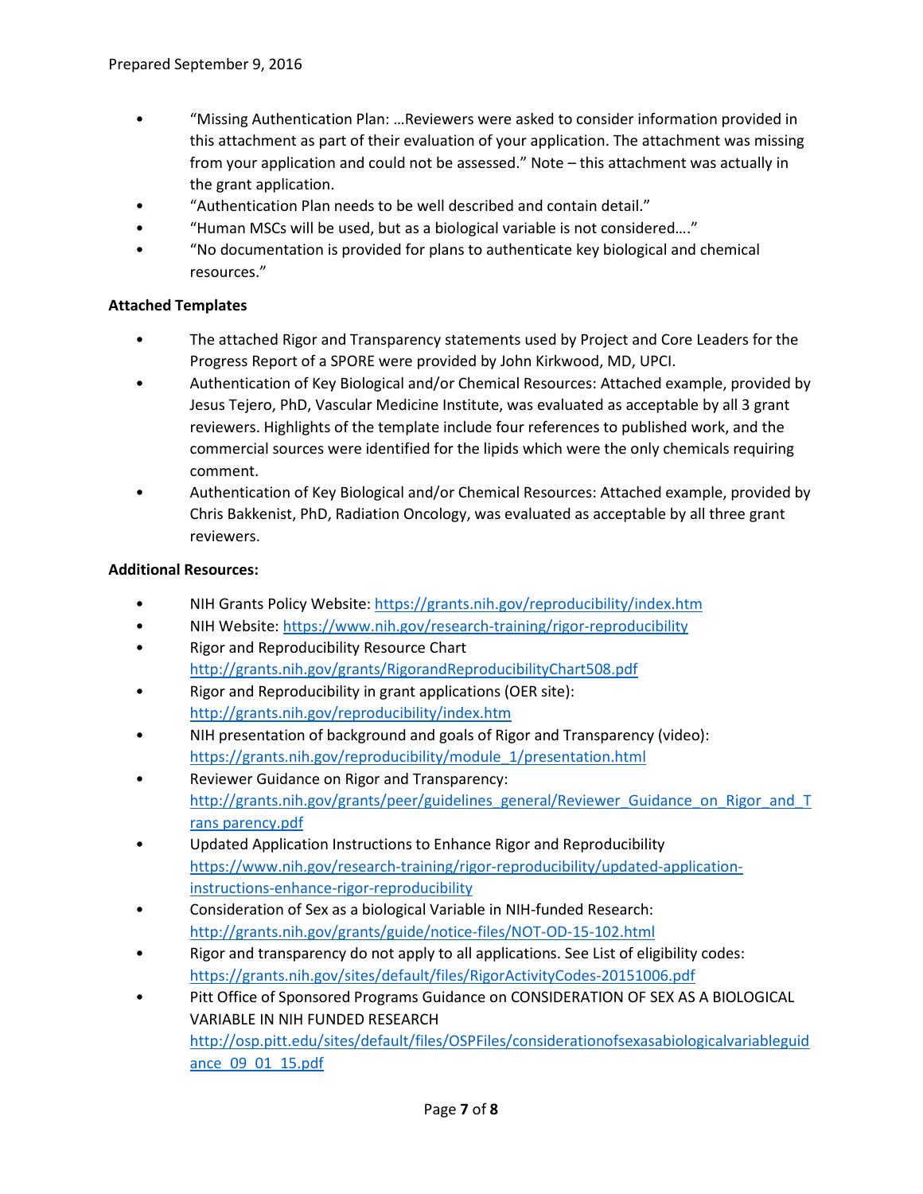- "Missing Authentication Plan: …Reviewers were asked to consider information provided in this attachment as part of their evaluation of your application. The attachment was missing from your application and could not be assessed." Note – this attachment was actually in the grant application.
- "Authentication Plan needs to be well described and contain detail."
- "Human MSCs will be used, but as a biological variable is not considered…."
- "No documentation is provided for plans to authenticate key biological and chemical resources."

**Attached Templates**

- The attached Rigor and Transparency statements used by Project and Core Leaders for the Progress Report of a SPORE were provided by John Kirkwood, MD, UPCI.
- Authentication of Key Biological and/or Chemical Resources: Attached example, provided by Jesus Tejero, PhD, Vascular Medicine Institute, was evaluated as acceptable by all 3 grant reviewers. Highlights of the template include four references to published work, and the commercial sources were identified for the lipids which were the only chemicals requiring comment.
- Authentication of Key Biological and/or Chemical Resources: Attached example, provided by Chris Bakkenist, PhD, Radiation Oncology, was evaluated as acceptable by all three grant reviewers.

**Additional Resources:**

- NIH Grants Policy Website: https://grants.nih.gov/reproducibility/index.htm
- NIH Website: https://www.nih.gov/research-training/rigor-reproducibility
- Rigor and Reproducibility Resource Chart http://grants.nih.gov/grants/RigorandReproducibilityChart508.pdf
- Rigor and Reproducibility in grant applications (OER site): http://grants.nih.gov/reproducibility/index.htm
- NIH presentation of background and goals of Rigor and Transparency (video): https://grants.nih.gov/reproducibility/module_1/presentation.html
- Reviewer Guidance on Rigor and Transparency: http://grants.nih.gov/grants/peer/guidelines_general/Reviewer_Guidance_on_Rigor_and_Transparency.pdf
- Updated Application Instructions to Enhance Rigor and Reproducibility https://www.nih.gov/research-training/rigor-reproducibility/updated-application-instructions-enhance-rigor-reproducibility
- Consideration of Sex as a biological Variable in NIH-funded Research: http://grants.nih.gov/grants/guide/notice-files/NOT-OD-15-102.html
- Rigor and transparency do not apply to all applications. See List of eligibility codes: https://grants.nih.gov/sites/default/files/RigorActivityCodes-20151006.pdf
- Pitt Office of Sponsored Programs Guidance on CONSIDERATION OF SEX AS A BIOLOGICAL VARIABLE IN NIH FUNDED RESEARCH http://osp.pitt.edu/sites/default/files/OSPFiles/considerationofsexasabiologicalvariableguidance_09_01_15.pdf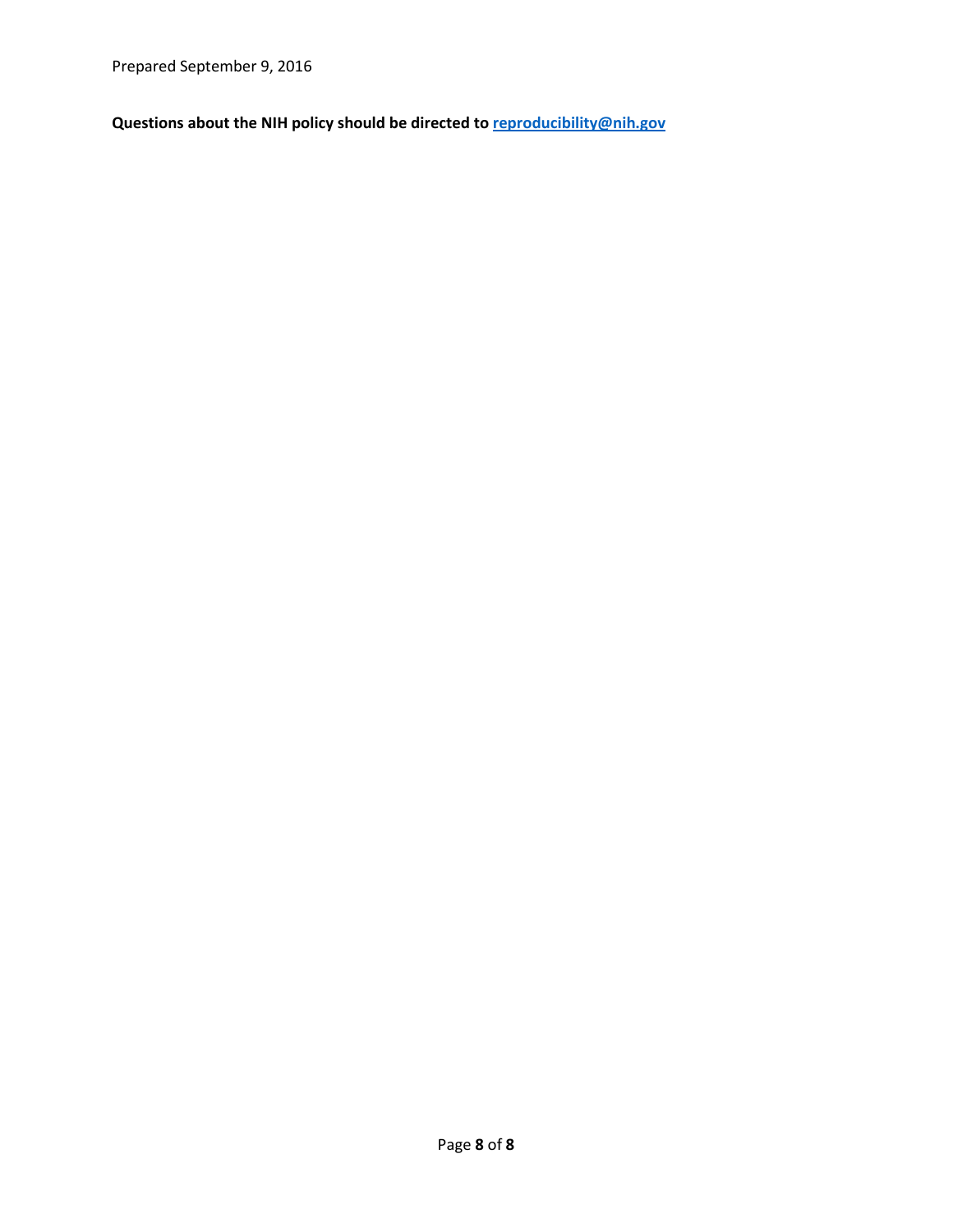Prepared September 9, 2016

**Questions about the NIH policy should be directed to [reproducibility@nih.gov](mailto:reproducibility@nih.gov)**